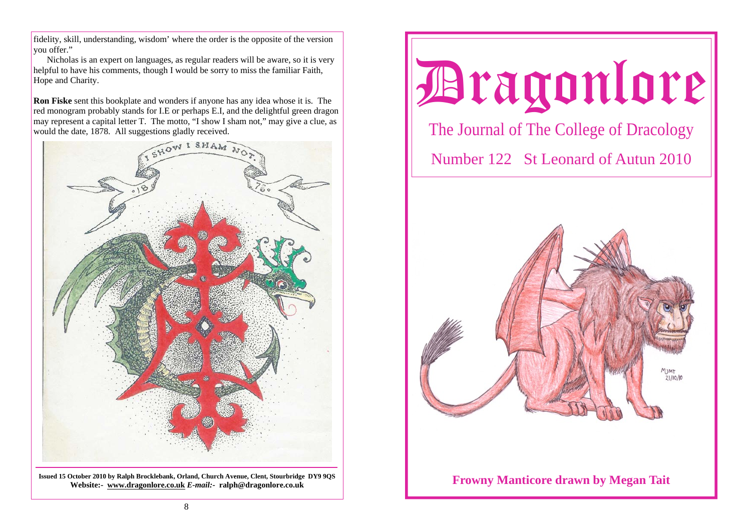fidelity, skill, understanding, wisdom' where the order is the opposite of the version you offer."

Nicholas is an expert on languages, as regular readers will be aware, so it is very helpful to have his comments, though I would be sorry to miss the familiar Faith, Hope and Charity.

**Ron Fiske** sent this bookplate and wonders if anyone has any idea whose it is. The red monogram probably stands for I.E or perhaps E.I, and the delightful green dragon may represent a capital letter T. The motto, "I show I sham not," may give a clue, as would the date, 1878. All suggestions gladly received.

**Issued 15 October 2010 by Ralph Brocklebank, Orland, Church Avenue, Clent, Stourbridge DY9 9QS**
**Website:- www.dragonlore.co.uk *E-mail:-* ralph@dragonlore.co.uk**

# Dragonlore

## The Journal of The College of Dracology

## Number 122 St Leonard of Autun 2010

**Frowny Manticore drawn by Megan Tait**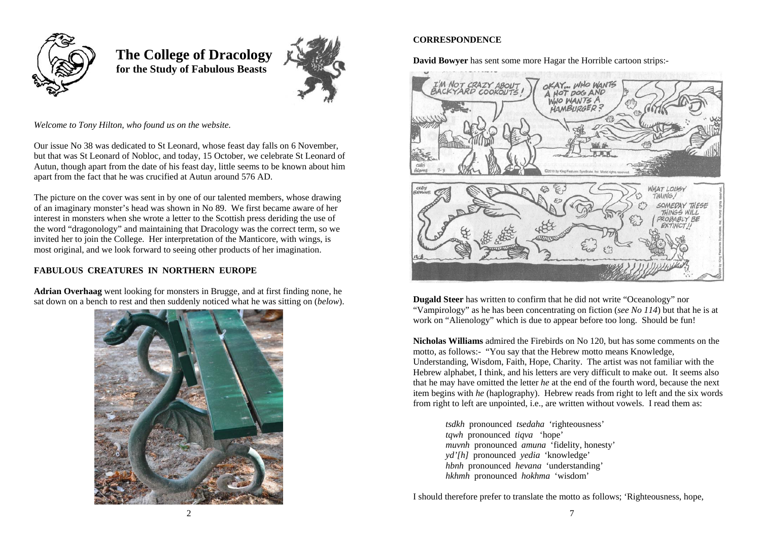# The College of Dracology
**for the Study of Fabulous Beasts**

*Welcome to Tony Hilton, who found us on the website.*

Our issue No 38 was dedicated to St Leonard, whose feast day falls on 6 November, but that was St Leonard of Nobloc, and today, 15 October, we celebrate St Leonard of Autun, though apart from the date of his feast day, little seems to be known about him apart from the fact that he was crucified at Autun around 576 AD.

The picture on the cover was sent in by one of our talented members, whose drawing of an imaginary monster's head was shown in No 89. We first became aware of her interest in monsters when she wrote a letter to the Scottish press deriding the use of the word "dragonology" and maintaining that Dracology was the correct term, so we invited her to join the College. Her interpretation of the Manticore, with wings, is most original, and we look forward to seeing other products of her imagination.

## FABULOUS CREATURES IN NORTHERN EUROPE

**Adrian Overhaag** went looking for monsters in Brugge, and at first finding none, he sat down on a bench to rest and then suddenly noticed what he was sitting on (*below*).

## CORRESPONDENCE

**David Bowyer** has sent some more Hagar the Horrible cartoon strips:-

**Dugald Steer** has written to confirm that he did not write "Oceanology" nor "Vampirology" as he has been concentrating on fiction (*see No 114*) but that he is at work on "Alienology" which is due to appear before too long. Should be fun!

**Nicholas Williams** admired the Firebirds on No 120, but has some comments on the motto, as follows:- "You say that the Hebrew motto means Knowledge, Understanding, Wisdom, Faith, Hope, Charity. The artist was not familiar with the Hebrew alphabet, I think, and his letters are very difficult to make out. It seems also that he may have omitted the letter *he* at the end of the fourth word, because the next item begins with *he* (haplography). Hebrew reads from right to left and the six words from right to left are unpointed, i.e., are written without vowels. I read them as:

> *tsdkh* pronounced *tsedaha* 'righteousness'
> *tqwh* pronounced *tiqva* 'hope'
> *muvnh* pronounced *amuna* 'fidelity, honesty'
> *yd'[h]* pronounced *yedia* 'knowledge'
> *hbnh* pronounced *hevana* 'understanding'
> *hkhmh* pronounced *hokhma* 'wisdom'

I should therefore prefer to translate the motto as follows; 'Righteousness, hope,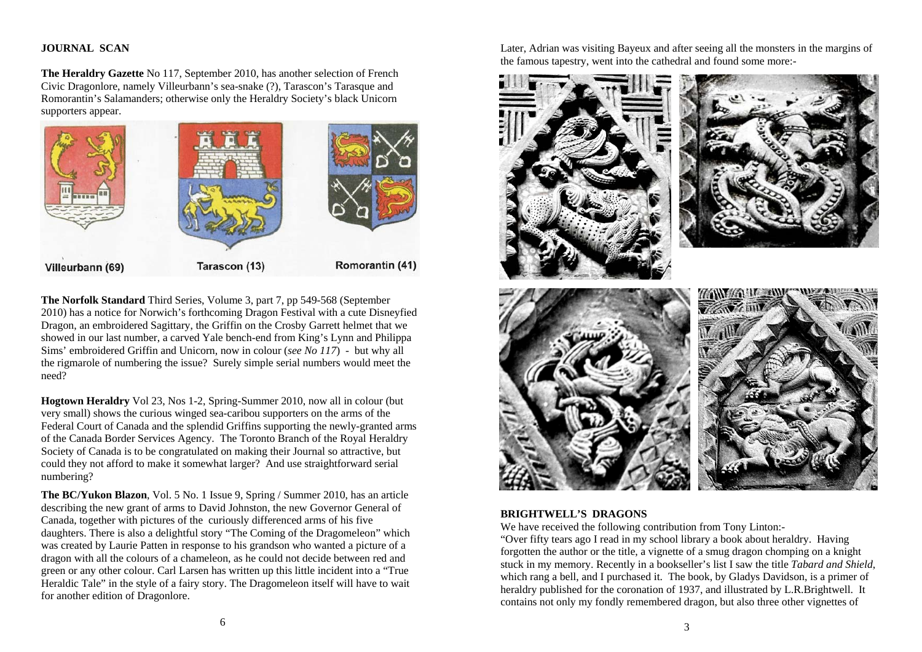## JOURNAL SCAN

**The Heraldry Gazette** No 117, September 2010, has another selection of French Civic Dragonlore, namely Villeurbann's sea-snake (?), Tarascon's Tarasque and Romorantin's Salamanders; otherwise only the Heraldry Society's black Unicorn supporters appear.

Villeurbann (69) Tarascon (13) Romorantin (41)

**The Norfolk Standard** Third Series, Volume 3, part 7, pp 549-568 (September 2010) has a notice for Norwich's forthcoming Dragon Festival with a cute Disneyfied Dragon, an embroidered Sagittary, the Griffin on the Crosby Garrett helmet that we showed in our last number, a carved Yale bench-end from King's Lynn and Philippa Sims' embroidered Griffin and Unicorn, now in colour (*see No 117*) - but why all the rigmarole of numbering the issue? Surely simple serial numbers would meet the need?

**Hogtown Heraldry** Vol 23, Nos 1-2, Spring-Summer 2010, now all in colour (but very small) shows the curious winged sea-caribou supporters on the arms of the Federal Court of Canada and the splendid Griffins supporting the newly-granted arms of the Canada Border Services Agency. The Toronto Branch of the Royal Heraldry Society of Canada is to be congratulated on making their Journal so attractive, but could they not afford to make it somewhat larger? And use straightforward serial numbering?

**The BC/Yukon Blazon**, Vol. 5 No. 1 Issue 9, Spring / Summer 2010, has an article describing the new grant of arms to David Johnston, the new Governor General of Canada, together with pictures of the curiously differenced arms of his five daughters. There is also a delightful story "The Coming of the Dragomeleon" which was created by Laurie Patten in response to his grandson who wanted a picture of a dragon with all the colours of a chameleon, as he could not decide between red and green or any other colour. Carl Larsen has written up this little incident into a "True Heraldic Tale" in the style of a fairy story. The Dragomeleon itself will have to wait for another edition of Dragonlore.

Later, Adrian was visiting Bayeux and after seeing all the monsters in the margins of the famous tapestry, went into the cathedral and found some more:-

## BRIGHTWELL'S DRAGONS

We have received the following contribution from Tony Linton:-

"Over fifty tears ago I read in my school library a book about heraldry. Having forgotten the author or the title, a vignette of a smug dragon chomping on a knight stuck in my memory. Recently in a bookseller's list I saw the title *Tabard and Shield*, which rang a bell, and I purchased it. The book, by Gladys Davidson, is a primer of heraldry published for the coronation of 1937, and illustrated by L.R.Brightwell. It contains not only my fondly remembered dragon, but also three other vignettes of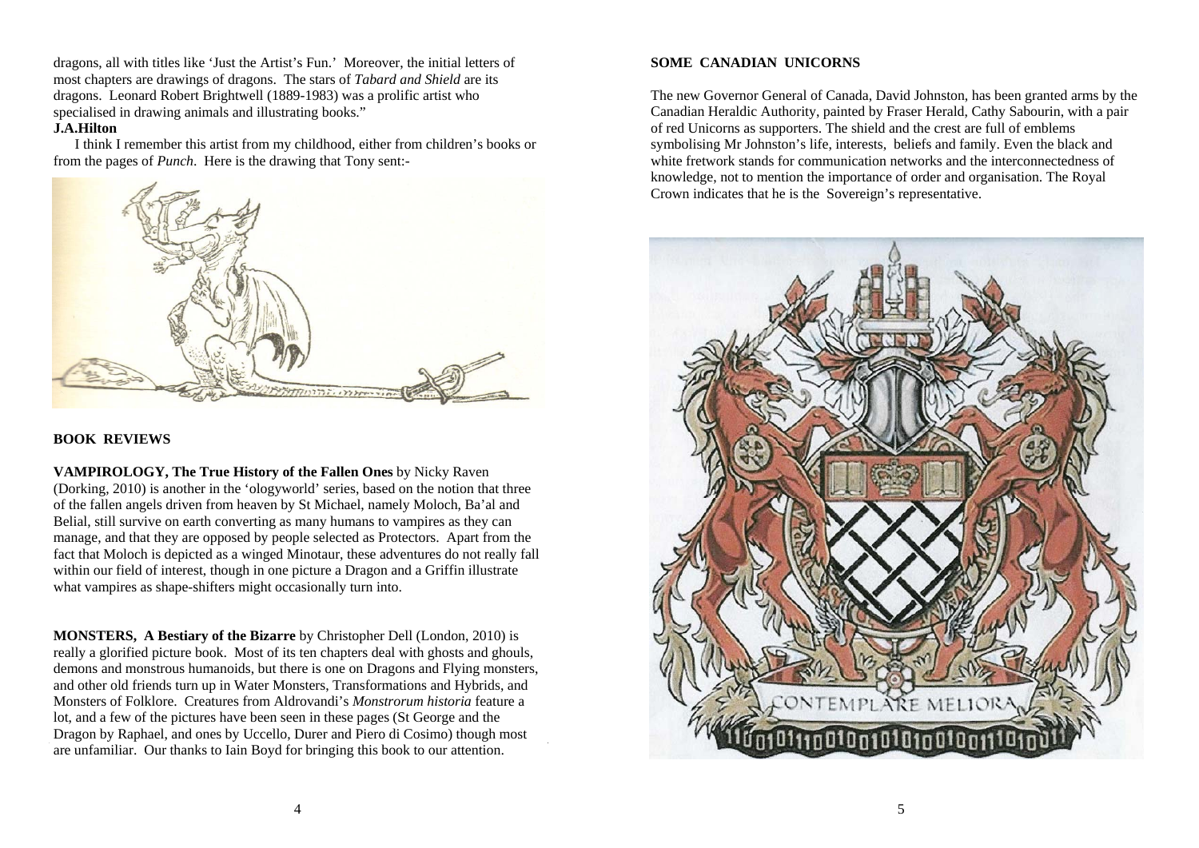dragons, all with titles like 'Just the Artist's Fun.' Moreover, the initial letters of most chapters are drawings of dragons. The stars of *Tabard and Shield* are its dragons. Leonard Robert Brightwell (1889-1983) was a prolific artist who specialised in drawing animals and illustrating books."

**J.A.Hilton**

I think I remember this artist from my childhood, either from children's books or from the pages of *Punch*. Here is the drawing that Tony sent:-

## BOOK REVIEWS

**VAMPIROLOGY, The True History of the Fallen Ones** by Nicky Raven (Dorking, 2010) is another in the 'ologyworld' series, based on the notion that three of the fallen angels driven from heaven by St Michael, namely Moloch, Ba'al and Belial, still survive on earth converting as many humans to vampires as they can manage, and that they are opposed by people selected as Protectors. Apart from the fact that Moloch is depicted as a winged Minotaur, these adventures do not really fall within our field of interest, though in one picture a Dragon and a Griffin illustrate what vampires as shape-shifters might occasionally turn into.

**MONSTERS, A Bestiary of the Bizarre** by Christopher Dell (London, 2010) is really a glorified picture book. Most of its ten chapters deal with ghosts and ghouls, demons and monstrous humanoids, but there is one on Dragons and Flying monsters, and other old friends turn up in Water Monsters, Transformations and Hybrids, and Monsters of Folklore. Creatures from Aldrovandi's *Monstrorum historia* feature a lot, and a few of the pictures have been seen in these pages (St George and the Dragon by Raphael, and ones by Uccello, Durer and Piero di Cosimo) though most are unfamiliar. Our thanks to Iain Boyd for bringing this book to our attention.

## SOME CANADIAN UNICORNS

The new Governor General of Canada, David Johnston, has been granted arms by the Canadian Heraldic Authority, painted by Fraser Herald, Cathy Sabourin, with a pair of red Unicorns as supporters. The shield and the crest are full of emblems symbolising Mr Johnston's life, interests, beliefs and family. Even the black and white fretwork stands for communication networks and the interconnectedness of knowledge, not to mention the importance of order and organisation. The Royal Crown indicates that he is the Sovereign's representative.